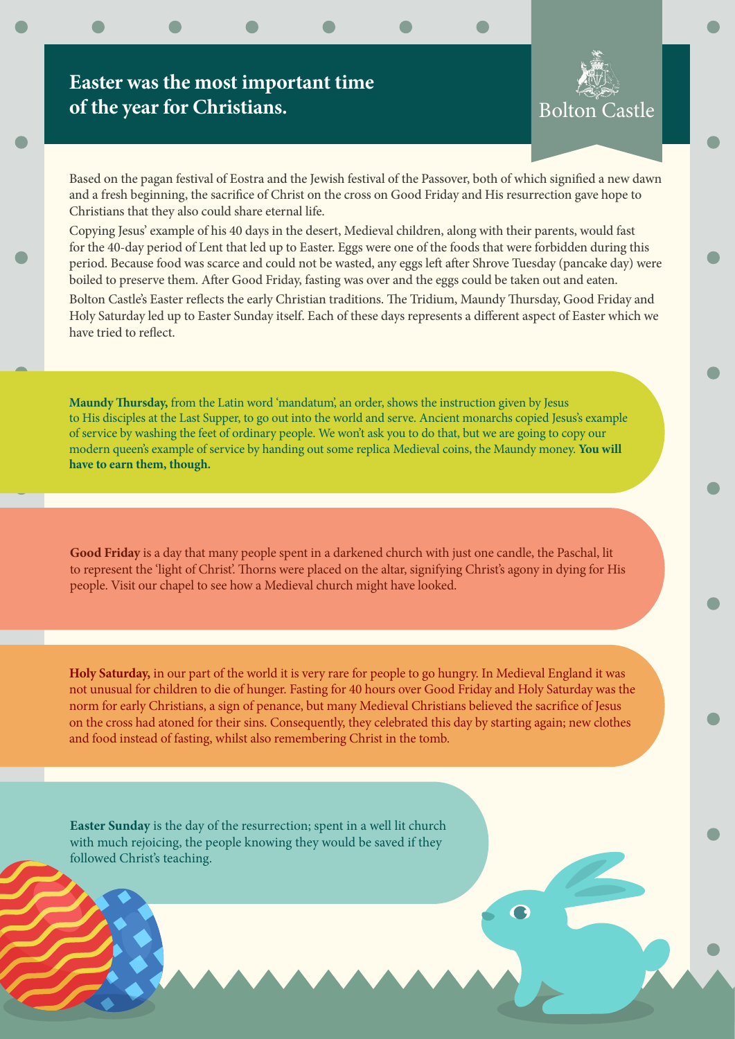# Easter was the most important time of the year for Christians.

Bolton Castle

Based on the pagan festival of Eostra and the Jewish festival of the Passover, both of which signified a new dawn and a fresh beginning, the sacrifice of Christ on the cross on Good Friday and His resurrection gave hope to Christians that they also could share eternal life.

Copying Jesus' example of his 40 days in the desert, Medieval children, along with their parents, would fast for the 40-day period of Lent that led up to Easter. Eggs were one of the foods that were forbidden during this period. Because food was scarce and could not be wasted, any eggs left after Shrove Tuesday (pancake day) were boiled to preserve them. After Good Friday, fasting was over and the eggs could be taken out and eaten.

Bolton Castle's Easter reflects the early Christian traditions. The Tridium, Maundy Thursday, Good Friday and Holy Saturday led up to Easter Sunday itself. Each of these days represents a different aspect of Easter which we have tried to reflect.

**Maundy Thursday,** from the Latin word 'mandatum', an order, shows the instruction given by Jesus to His disciples at the Last Supper, to go out into the world and serve. Ancient monarchs copied Jesus's example of service by washing the feet of ordinary people. We won't ask you to do that, but we are going to copy our modern queen's example of service by handing out some replica Medieval coins, the Maundy money. **You will have to earn them, though.**

**Good Friday** is a day that many people spent in a darkened church with just one candle, the Paschal, lit to represent the 'light of Christ'. Thorns were placed on the altar, signifying Christ's agony in dying for His people. Visit our chapel to see how a Medieval church might have looked.

**Holy Saturday,** in our part of the world it is very rare for people to go hungry. In Medieval England it was not unusual for children to die of hunger. Fasting for 40 hours over Good Friday and Holy Saturday was the norm for early Christians, a sign of penance, but many Medieval Christians believed the sacrifice of Jesus on the cross had atoned for their sins. Consequently, they celebrated this day by starting again; new clothes and food instead of fasting, whilst also remembering Christ in the tomb.

**Easter Sunday** is the day of the resurrection; spent in a well lit church with much rejoicing, the people knowing they would be saved if they followed Christ's teaching.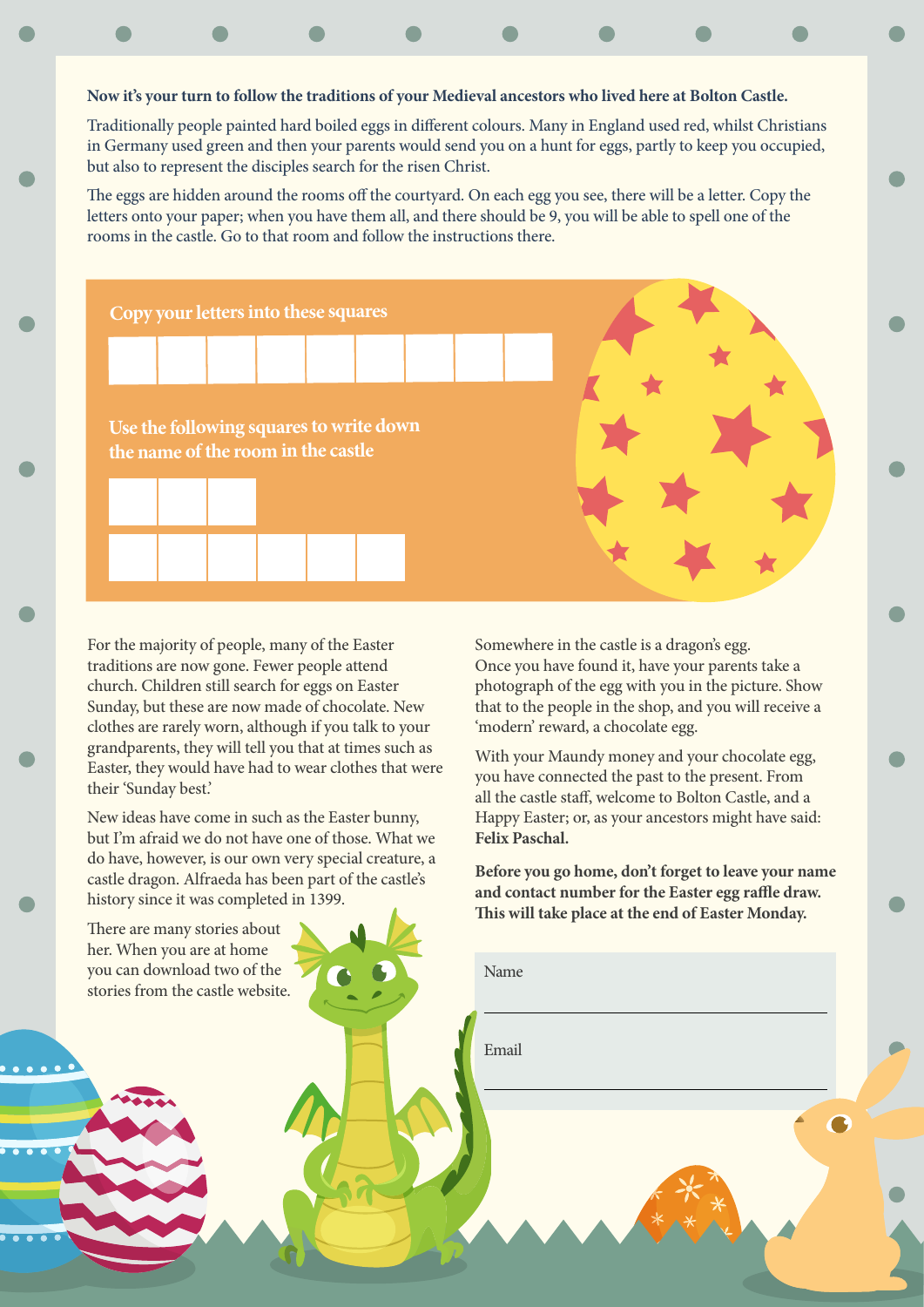**Now it's your turn to follow the traditions of your Medieval ancestors who lived here at Bolton Castle.**

Traditionally people painted hard boiled eggs in different colours. Many in England used red, whilst Christians in Germany used green and then your parents would send you on a hunt for eggs, partly to keep you occupied, but also to represent the disciples search for the risen Christ.

The eggs are hidden around the rooms off the courtyard. On each egg you see, there will be a letter. Copy the letters onto your paper; when you have them all, and there should be 9, you will be able to spell one of the rooms in the castle. Go to that room and follow the instructions there.

**Copy your letters into these squares**

| | | | | | | | | |
|---|---|---|---|---|---|---|---|---|
| | | | | | | | | |

**Use the following squares to write down the name of the room in the castle**

| | | |
|---|---|---|
| | | |

| | | | | | |
|---|---|---|---|---|---|
| | | | | | |

For the majority of people, many of the Easter traditions are now gone. Fewer people attend church. Children still search for eggs on Easter Sunday, but these are now made of chocolate. New clothes are rarely worn, although if you talk to your grandparents, they will tell you that at times such as Easter, they would have had to wear clothes that were their 'Sunday best.'

New ideas have come in such as the Easter bunny, but I'm afraid we do not have one of those. What we do have, however, is our own very special creature, a castle dragon. Alfraeda has been part of the castle's history since it was completed in 1399.

There are many stories about her. When you are at home you can download two of the stories from the castle website.

Somewhere in the castle is a dragon's egg. Once you have found it, have your parents take a photograph of the egg with you in the picture. Show that to the people in the shop, and you will receive a 'modern' reward, a chocolate egg.

With your Maundy money and your chocolate egg, you have connected the past to the present. From all the castle staff, welcome to Bolton Castle, and a Happy Easter; or, as your ancestors might have said: **Felix Paschal.**

**Before you go home, don't forget to leave your name and contact number for the Easter egg raffle draw. This will take place at the end of Easter Monday.**

Name

Email